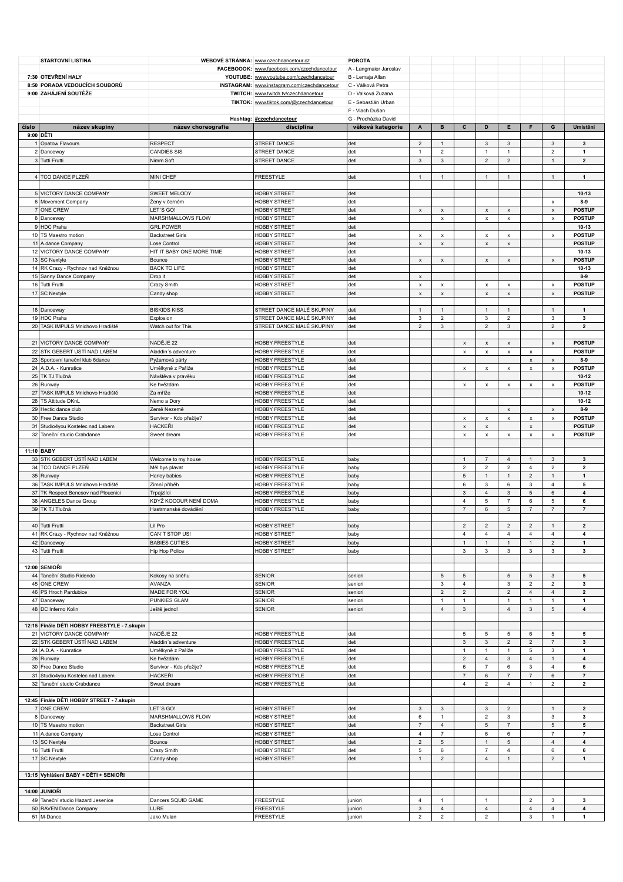| STARTOVNÍ LISTINA | WEBOVÉ STRÁNKA: | www.czechdancetour.cz | POROTA |
|---|---|---|---|
| | FACEBOOOK: | www.facebook.com/czechdancetour | A - Langmaier Jaroslav |
| 7:30 OTEVŘENÍ HALY | YOUTUBE: | www.youtube.com/czechdancetour | B - Lemaja Allan |
| 8:50 PORADA VEDOUCÍCH SOUBORŮ | INSTAGRAM: | www.instagram.com/czechdancetour | C - Válková Petra |
| 9:00 ZAHÁJENÍ SOUTĚŽE | TWITCH: | www.twitch.tv/czechdancetour | D - Valková Zuzana |
| | TIKTOK: | www.tiktok.com/@czechdancetour | E - Sebastián Urban |
| | | | F - Vlach Dušan |
| | Hashtag: | #czechdancetour | G - Procházka David |

| číslo | název skupiny | název choreografie | disciplína | věková kategorie | A | B | C | D | E | F | G | Umístění |
|---|---|---|---|---|---|---|---|---|---|---|---|---|
| 9:00 | **DĚTI** | | | | | | | | | | | |
| 1 | Opatow Flavours | RESPECT | STREET DANCE | deti | 2 | 1 | | 3 | 3 | | 3 | **3** |
| 2 | Danceway | CANDIES SIS | STREET DANCE | deti | 1 | 2 | | 1 | 1 | | 2 | **1** |
| 3 | Tutti Frutti | Nimm Soft | STREET DANCE | deti | 3 | 3 | | 2 | 2 | | 1 | **2** |
| | | | | | | | | | | | | |
| 4 | TCO DANCE PLZEŇ | MINI CHEF | FREESTYLE | deti | 1 | 1 | | 1 | 1 | | 1 | **1** |
| | | | | | | | | | | | | |
| 5 | VICTORY DANCE COMPANY | SWEET MELODY | HOBBY STREET | deti | | | | | | | | **10-13** |
| 6 | Movement Company | Ženy v černém | HOBBY STREET | deti | | | | | | | x | **8-9** |
| 7 | ONE CREW | LET´S GO! | HOBBY STREET | deti | x | x | | x | x | | x | **POSTUP** |
| 8 | Danceway | MARSHMALLOWS FLOW | HOBBY STREET | deti | | x | | x | x | | x | **POSTUP** |
| 9 | HDC Praha | GRL POWER | HOBBY STREET | deti | | | | | | | | **10-13** |
| 10 | TS Maestro motion | Backstreet Girls | HOBBY STREET | deti | x | x | | x | x | | x | **POSTUP** |
| 11 | A.dance Company | Lose Control | HOBBY STREET | deti | x | x | | x | x | | | **POSTUP** |
| 12 | VICTORY DANCE COMPANY | HIT IT BABY ONE MORE TIME | HOBBY STREET | deti | | | | | | | | **10-13** |
| 13 | SC Nextyle | Bounce | HOBBY STREET | deti | x | x | | x | x | | x | **POSTUP** |
| 14 | RK Crazy - Rychnov nad Kněžnou | BACK TO LIFE | HOBBY STREET | deti | | | | | | | | **10-13** |
| 15 | Sanny Dance Company | Drop it | HOBBY STREET | deti | x | | | | | | | **8-9** |
| 16 | Tutti Frutti | Crazy Smith | HOBBY STREET | deti | x | x | | x | x | | x | **POSTUP** |
| 17 | SC Nextyle | Candy shop | HOBBY STREET | deti | x | x | | x | x | | x | **POSTUP** |
| | | | | | | | | | | | | |
| 18 | Danceway | BISKIDS KISS | STREET DANCE MALÉ SKUPINY | deti | 1 | 1 | | 1 | 1 | | 1 | **1** |
| 19 | HDC Praha | Explosion | STREET DANCE MALÉ SKUPINY | deti | 3 | 2 | | 3 | 2 | | 3 | **3** |
| 20 | TASK IMPULS Mnichovo Hradiště | Watch out for This | STREET DANCE MALÉ SKUPINY | deti | 2 | 3 | | 2 | 3 | | 2 | **2** |
| | | | | | | | | | | | | |
| 21 | VICTORY DANCE COMPANY | NADĚJE 22 | HOBBY FREESTYLE | deti | | | x | x | x | | x | **POSTUP** |
| 22 | STK GEBERT ÚSTÍ NAD LABEM | Aladdin´s adventure | HOBBY FREESTYLE | deti | | | x | x | x | x | | **POSTUP** |
| 23 | Sportovní taneční klub 6dance | Pyžamová párty | HOBBY FREESTYLE | deti | | | | | | x | x | **8-9** |
| 24 | A.D.A. - Kunratice | Umělkyně z Paříže | HOBBY FREESTYLE | deti | | | x | x | x | x | x | **POSTUP** |
| 25 | TK TJ Tlučná | Návštěva v pravěku | HOBBY FREESTYLE | deti | | | | | | | | **10-12** |
| 26 | Runway | Ke hvězdám | HOBBY FREESTYLE | deti | | | x | x | x | x | x | **POSTUP** |
| 27 | TASK IMPULS Mnichovo Hradiště | Za mříže | HOBBY FREESTYLE | deti | | | | | | | | **10-12** |
| 28 | TS Attitude DKnL | Nemo a Dory | HOBBY FREESTYLE | deti | | | | | | | | **10-12** |
| 29 | Hectic dance club | Země Nezemě | HOBBY FREESTYLE | deti | | | | | x | | x | **8-9** |
| 30 | Free Dance Studio | Survivor - Kdo přežije? | HOBBY FREESTYLE | deti | | | x | x | x | x | x | **POSTUP** |
| 31 | Studio4you Kostelec nad Labem | HACKEŘI | HOBBY FREESTYLE | deti | | | x | x | | x | | **POSTUP** |
| 32 | Taneční studio Crabdance | Sweet dream | HOBBY FREESTYLE | deti | | | x | x | x | x | x | **POSTUP** |
| | | | | | | | | | | | | |
| 11:10 | **BABY** | | | | | | | | | | | |
| 33 | STK GEBERT ÚSTÍ NAD LABEM | Welcome to my house | HOBBY FREESTYLE | baby | | | 1 | 7 | 4 | 1 | 3 | **3** |
| 34 | TCO DANCE PLZEŇ | Měl bys plavat | HOBBY FREESTYLE | baby | | | 2 | 2 | 2 | 4 | 2 | **2** |
| 35 | Runway | Harley babies | HOBBY FREESTYLE | baby | | | 5 | 1 | 1 | 2 | 1 | **1** |
| 36 | TASK IMPULS Mnichovo Hradiště | Zimní příběh | HOBBY FREESTYLE | baby | | | 6 | 3 | 6 | 3 | 4 | **5** |
| 37 | TK Respect Benesov nad Ploucnici | Trpajzlíci | HOBBY FREESTYLE | baby | | | 3 | 4 | 3 | 5 | 6 | **4** |
| 38 | ANGELES Dance Group | KDYŽ KOCOUR NENÍ DOMA | HOBBY FREESTYLE | baby | | | 4 | 5 | 7 | 6 | 5 | **6** |
| 39 | TK TJ Tlučná | Hastrmanské dovádění | HOBBY FREESTYLE | baby | | | 7 | 6 | 5 | 7 | 7 | **7** |
| | | | | | | | | | | | | |
| 40 | Tutti Frutti | Lil Pro | HOBBY STREET | baby | | | 2 | 2 | 2 | 2 | 1 | **2** |
| 41 | RK Crazy - Rychnov nad Kněžnou | CAN´T STOP US! | HOBBY STREET | baby | | | 4 | 4 | 4 | 4 | 4 | **4** |
| 42 | Danceway | BABIES CUTIES | HOBBY STREET | baby | | | 1 | 1 | 1 | 1 | 2 | **1** |
| 43 | Tutti Frutti | Hip Hop Police | HOBBY STREET | baby | | | 3 | 3 | 3 | 3 | 3 | **3** |
| | | | | | | | | | | | | |
| 12:00 | **SENIOŘI** | | | | | | | | | | | |
| 44 | Taneční Studio Ridendo | Kokosy na sněhu | SENIOR | seniori | | 5 | 5 | | 5 | 5 | 3 | **5** |
| 45 | ONE CREW | AVANZA | SENIOR | seniori | | 3 | 4 | | 3 | 2 | 2 | **3** |
| 46 | PS Hroch Pardubice | MADE FOR YOU | SENIOR | seniori | | 2 | 2 | | 2 | 4 | 4 | **2** |
| 47 | Danceway | PUNKIES GLAM | SENIOR | seniori | | 1 | 1 | | 1 | 1 | 1 | **1** |
| 48 | DC Inferno Kolín | Ještě jedno! | SENIOR | seniori | | 4 | 3 | | 4 | 3 | 5 | **4** |
| | | | | | | | | | | | | |
| 12:15 | **Finále DĚTI HOBBY FREESTYLE - 7.skupin** | | | | | | | | | | | |
| 21 | VICTORY DANCE COMPANY | NADĚJE 22 | HOBBY FREESTYLE | deti | | | 5 | 5 | 5 | 6 | 5 | **5** |
| 22 | STK GEBERT ÚSTÍ NAD LABEM | Aladdin´s adventure | HOBBY FREESTYLE | deti | | | 3 | 3 | 2 | 2 | 7 | **3** |
| 24 | A.D.A. - Kunratice | Umělkyně z Paříže | HOBBY FREESTYLE | deti | | | 1 | 1 | 1 | 5 | 3 | **1** |
| 26 | Runway | Ke hvězdám | HOBBY FREESTYLE | deti | | | 2 | 4 | 3 | 4 | 1 | **4** |
| 30 | Free Dance Studio | Survivor - Kdo přežije? | HOBBY FREESTYLE | deti | | | 6 | 7 | 6 | 3 | 4 | **6** |
| 31 | Studio4you Kostelec nad Labem | HACKEŘI | HOBBY FREESTYLE | deti | | | 7 | 6 | 7 | 7 | 6 | **7** |
| 32 | Taneční studio Crabdance | Sweet dream | HOBBY FREESTYLE | deti | | | 4 | 2 | 4 | 1 | 2 | **2** |
| | | | | | | | | | | | | |
| 12:45 | **Finále DĚTI HOBBY STREET - 7.skupin** | | | | | | | | | | | |
| 7 | ONE CREW | LET´S GO! | HOBBY STREET | deti | 3 | 3 | | 3 | 2 | | 1 | **2** |
| 8 | Danceway | MARSHMALLOWS FLOW | HOBBY STREET | deti | 6 | 1 | | 2 | 3 | | 3 | **3** |
| 10 | TS Maestro motion | Backstreet Girls | HOBBY STREET | deti | 7 | 4 | | 5 | 7 | | 5 | **5** |
| 11 | A.dance Company | Lose Control | HOBBY STREET | deti | 4 | 7 | | 6 | 6 | | 7 | **7** |
| 13 | SC Nextyle | Bounce | HOBBY STREET | deti | 2 | 5 | | 1 | 5 | | 4 | **4** |
| 16 | Tutti Frutti | Crazy Smith | HOBBY STREET | deti | 5 | 6 | | 7 | 4 | | 6 | **6** |
| 17 | SC Nextyle | Candy shop | HOBBY STREET | deti | 1 | 2 | | 4 | 1 | | 2 | **1** |
| | | | | | | | | | | | | |
| 13:15 | **Vyhlášení BABY + DĚTI + SENIOŘI** | | | | | | | | | | | |
| | | | | | | | | | | | | |
| 14:00 | **JUNIOŘI** | | | | | | | | | | | |
| 49 | Taneční studio Hazard Jesenice | Dancers SQUID GAME | FREESTYLE | juniori | 4 | 1 | | 1 | | 2 | 3 | **3** |
| 50 | RAVEN Dance Company | LURE | FREESTYLE | juniori | 3 | 4 | | 4 | | 4 | 4 | **4** |
| 51 | M-Dance | Jako Mulan | FREESTYLE | juniori | 2 | 2 | | 2 | | 3 | 1 | **1** |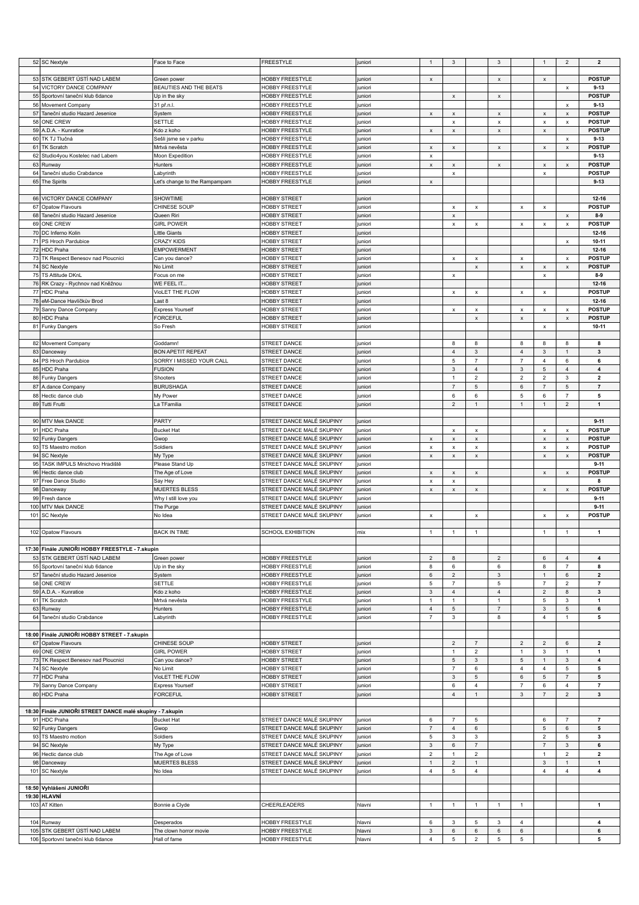| | | | | | | | | | | | | |
|---|---|---|---|---|---|---|---|---|---|---|---|---|
| 52 | SC Nextyle | Face to Face | FREESTYLE | juniori | 1 | 3 | | 3 | | 1 | 2 | 2 |
| | | | | | | | | | | | | |
| 53 | STK GEBERT ÚSTÍ NAD LABEM | Green power | HOBBY FREESTYLE | juniori | x | | | x | | x | | POSTUP |
| 54 | VICTORY DANCE COMPANY | BEAUTIES AND THE BEATS | HOBBY FREESTYLE | juniori | | | | | | | x | 9-13 |
| 55 | Sportovní taneční klub 6dance | Up in the sky | HOBBY FREESTYLE | juniori | | x | | x | | | | POSTUP |
| 56 | Movement Company | 31 př.n.l. | HOBBY FREESTYLE | juniori | | | | | | | x | 9-13 |
| 57 | Taneční studio Hazard Jesenice | System | HOBBY FREESTYLE | juniori | x | x | | x | | x | x | POSTUP |
| 58 | ONE CREW | SETTLE | HOBBY FREESTYLE | juniori | | x | | x | | x | x | POSTUP |
| 59 | A.D.A. - Kunratice | Kdo z koho | HOBBY FREESTYLE | juniori | x | x | | x | | x | | POSTUP |
| 60 | TK TJ Tlučná | Sešli jsme se v parku | HOBBY FREESTYLE | juniori | | | | | | | x | 9-13 |
| 61 | TK Scratch | Mrtvá nevěsta | HOBBY FREESTYLE | juniori | x | x | | x | | x | x | POSTUP |
| 62 | Studio4you Kostelec nad Labem | Moon Expedition | HOBBY FREESTYLE | juniori | x | | | | | | | 9-13 |
| 63 | Runway | Hunters | HOBBY FREESTYLE | juniori | x | x | | x | | x | x | POSTUP |
| 64 | Taneční studio Crabdance | Labyrinth | HOBBY FREESTYLE | juniori | | x | | | | x | | POSTUP |
| 65 | The Spirits | Let's change to the Rampampam | HOBBY FREESTYLE | juniori | x | | | | | | | 9-13 |
| | | | | | | | | | | | | |
| 66 | VICTORY DANCE COMPANY | SHOWTIME | HOBBY STREET | juniori | | | | | | | | 12-16 |
| 67 | Opatow Flavours | CHINESE SOUP | HOBBY STREET | juniori | | x | x | | x | x | | POSTUP |
| 68 | Taneční studio Hazard Jesenice | Queen Riri | HOBBY STREET | juniori | | x | | | | | x | 8-9 |
| 69 | ONE CREW | GIRL POWER | HOBBY STREET | juniori | | x | x | | x | x | x | POSTUP |
| 70 | DC Inferno Kolin | Little Giants | HOBBY STREET | juniori | | | | | | | | 12-16 |
| 71 | PS Hroch Pardubice | CRAZY KIDS | HOBBY STREET | juniori | | | | | | | x | 10-11 |
| 72 | HDC Praha | EMPOWERMENT | HOBBY STREET | juniori | | | | | | | | 12-16 |
| 73 | TK Respect Benesov nad Ploucnici | Can you dance? | HOBBY STREET | juniori | | x | x | | x | | x | POSTUP |
| 74 | SC Nextyle | No Limit | HOBBY STREET | juniori | | | x | | x | x | x | POSTUP |
| 75 | TS Attitude DKnL | Focus on me | HOBBY STREET | juniori | | x | | | | x | | 8-9 |
| 76 | RK Crazy - Rychnov nad Kněžnou | WE FEEL IT... | HOBBY STREET | juniori | | | | | | | | 12-16 |
| 77 | HDC Praha | VioLET THE FLOW | HOBBY STREET | juniori | | x | x | | x | x | | POSTUP |
| 78 | eM-Dance Havlíčkův Brod | Last 8 | HOBBY STREET | juniori | | | | | | | | 12-16 |
| 79 | Sanny Dance Company | Express Yourself | HOBBY STREET | juniori | | x | x | | x | x | x | POSTUP |
| 80 | HDC Praha | FORCEFUL | HOBBY STREET | juniori | | | x | | x | | x | POSTUP |
| 81 | Funky Dangers | So Fresh | HOBBY STREET | juniori | | | | | | x | | 10-11 |
| | | | | | | | | | | | | |
| 82 | Movement Company | Goddamn! | STREET DANCE | juniori | | 8 | 8 | | 8 | 8 | 8 | 8 |
| 83 | Danceway | BON APETIT REPEAT | STREET DANCE | juniori | | 4 | 3 | | 4 | 3 | 1 | 3 |
| 84 | PS Hroch Pardubice | SORRY I MISSED YOUR CALL | STREET DANCE | juniori | | 5 | 7 | | 7 | 4 | 6 | 6 |
| 85 | HDC Praha | FUSION | STREET DANCE | juniori | | 3 | 4 | | 3 | 5 | 4 | 4 |
| 86 | Funky Dangers | Shooters | STREET DANCE | juniori | | 1 | 2 | | 2 | 2 | 3 | 2 |
| 87 | A.dance Company | BURUSHAGA | STREET DANCE | juniori | | 7 | 5 | | 6 | 7 | 5 | 7 |
| 88 | Hectic dance club | My Power | STREET DANCE | juniori | | 6 | 6 | | 5 | 6 | 7 | 5 |
| 89 | Tutti Frutti | La TFamilia | STREET DANCE | juniori | | 2 | 1 | | 1 | 1 | 2 | 1 |
| | | | | | | | | | | | | |
| 90 | MTV Mek DANCE | PARTY | STREET DANCE MALÉ SKUPINY | juniori | | | | | | | | 9-11 |
| 91 | HDC Praha | Bucket Hat | STREET DANCE MALÉ SKUPINY | juniori | | x | x | | | x | x | POSTUP |
| 92 | Funky Dangers | Gwop | STREET DANCE MALÉ SKUPINY | juniori | x | x | x | | | x | x | POSTUP |
| 93 | TS Maestro motion | Soldiers | STREET DANCE MALÉ SKUPINY | juniori | x | x | x | | | x | x | POSTUP |
| 94 | SC Nextyle | My Type | STREET DANCE MALÉ SKUPINY | juniori | x | x | x | | | x | x | POSTUP |
| 95 | TASK IMPULS Mnichovo Hradiště | Please Stand Up | STREET DANCE MALÉ SKUPINY | juniori | | | | | | | | 9-11 |
| 96 | Hectic dance club | The Age of Love | STREET DANCE MALÉ SKUPINY | juniori | x | x | x | | | x | x | POSTUP |
| 97 | Free Dance Studio | Say Hey | STREET DANCE MALÉ SKUPINY | juniori | x | x | | | | | | 8 |
| 98 | Danceway | MUERTES BLESS | STREET DANCE MALÉ SKUPINY | juniori | x | x | x | | | x | x | POSTUP |
| 99 | Fresh dance | Why I still love you | STREET DANCE MALÉ SKUPINY | juniori | | | | | | | | 9-11 |
| 100 | MTV Mek DANCE | The Purge | STREET DANCE MALÉ SKUPINY | juniori | | | | | | | | 9-11 |
| 101 | SC Nextyle | No Idea | STREET DANCE MALÉ SKUPINY | juniori | x | | x | | | x | x | POSTUP |
| | | | | | | | | | | | | |
| 102 | Opatow Flavours | BACK IN TIME | SCHOOL EXHIBITION | mix | 1 | 1 | 1 | | | 1 | 1 | 1 |
| | | | | | | | | | | | | |
| 17:30 | Finále JUNIOŘI HOBBY FREESTYLE - 7.skupin | | | | | | | | | | | |
| 53 | STK GEBERT ÚSTÍ NAD LABEM | Green power | HOBBY FREESTYLE | juniori | 2 | 8 | | 2 | | 6 | 4 | 4 |
| 55 | Sportovní taneční klub 6dance | Up in the sky | HOBBY FREESTYLE | juniori | 8 | 6 | | 6 | | 8 | 7 | 8 |
| 57 | Taneční studio Hazard Jesenice | System | HOBBY FREESTYLE | juniori | 6 | 2 | | 3 | | 1 | 6 | 2 |
| 58 | ONE CREW | SETTLE | HOBBY FREESTYLE | juniori | 5 | 7 | | 5 | | 7 | 2 | 7 |
| 59 | A.D.A. - Kunratice | Kdo z koho | HOBBY FREESTYLE | juniori | 3 | 4 | | 4 | | 2 | 8 | 3 |
| 61 | TK Scratch | Mrtvá nevěsta | HOBBY FREESTYLE | juniori | 1 | 1 | | 1 | | 5 | 3 | 1 |
| 63 | Runway | Hunters | HOBBY FREESTYLE | juniori | 4 | 5 | | 7 | | 3 | 5 | 6 |
| 64 | Taneční studio Crabdance | Labyrinth | HOBBY FREESTYLE | juniori | 7 | 3 | | 8 | | 4 | 1 | 5 |
| | | | | | | | | | | | | |
| 18:00 | Finále JUNIOŘI HOBBY STREET - 7.skupin | | | | | | | | | | | |
| 67 | Opatow Flavours | CHINESE SOUP | HOBBY STREET | juniori | | 2 | 7 | | 2 | 2 | 6 | 2 |
| 69 | ONE CREW | GIRL POWER | HOBBY STREET | juniori | | 1 | 2 | | 1 | 3 | 1 | 1 |
| 73 | TK Respect Benesov nad Ploucnici | Can you dance? | HOBBY STREET | juniori | | 5 | 3 | | 5 | 1 | 3 | 4 |
| 74 | SC Nextyle | No Limit | HOBBY STREET | juniori | | 7 | 6 | | 4 | 4 | 5 | 5 |
| 77 | HDC Praha | VioLET THE FLOW | HOBBY STREET | juniori | | 3 | 5 | | 6 | 5 | 7 | 5 |
| 79 | Sanny Dance Company | Express Yourself | HOBBY STREET | juniori | | 6 | 4 | | 7 | 6 | 4 | 7 |
| 80 | HDC Praha | FORCEFUL | HOBBY STREET | juniori | | 4 | 1 | | 3 | 7 | 2 | 3 |
| | | | | | | | | | | | | |
| 18:30 | Finále JUNIOŘI STREET DANCE malé skupiny - 7.skupin | | | | | | | | | | | |
| 91 | HDC Praha | Bucket Hat | STREET DANCE MALÉ SKUPINY | juniori | 6 | 7 | 5 | | | 6 | 7 | 7 |
| 92 | Funky Dangers | Gwop | STREET DANCE MALÉ SKUPINY | juniori | 7 | 4 | 6 | | | 5 | 6 | 5 |
| 93 | TS Maestro motion | Soldiers | STREET DANCE MALÉ SKUPINY | juniori | 5 | 3 | 3 | | | 2 | 5 | 3 |
| 94 | SC Nextyle | My Type | STREET DANCE MALÉ SKUPINY | juniori | 3 | 6 | 7 | | | 7 | 3 | 6 |
| 96 | Hectic dance club | The Age of Love | STREET DANCE MALÉ SKUPINY | juniori | 2 | 1 | 2 | | | 1 | 2 | 2 |
| 98 | Danceway | MUERTES BLESS | STREET DANCE MALÉ SKUPINY | juniori | 1 | 2 | 1 | | | 3 | 1 | 1 |
| 101 | SC Nextyle | No Idea | STREET DANCE MALÉ SKUPINY | juniori | 4 | 5 | 4 | | | 4 | 4 | 4 |
| | | | | | | | | | | | | |
| 18:50 | Vyhlášení JUNIOŘI | | | | | | | | | | | |
| 19:30 | HLAVNÍ | | | | | | | | | | | |
| 103 | AT Kitten | Bonnie a Clyde | CHEERLEADERS | hlavni | 1 | 1 | 1 | 1 | 1 | | | 1 |
| | | | | | | | | | | | | |
| 104 | Runway | Desperados | HOBBY FREESTYLE | hlavni | 6 | 3 | 5 | 3 | 4 | | | 4 |
| 105 | STK GEBERT ÚSTÍ NAD LABEM | The clown horror movie | HOBBY FREESTYLE | hlavni | 3 | 6 | 6 | 6 | 6 | | | 6 |
| 106 | Sportovní taneční klub 6dance | Hall of fame | HOBBY FREESTYLE | hlavni | 4 | 5 | 2 | 5 | 5 | | | 5 |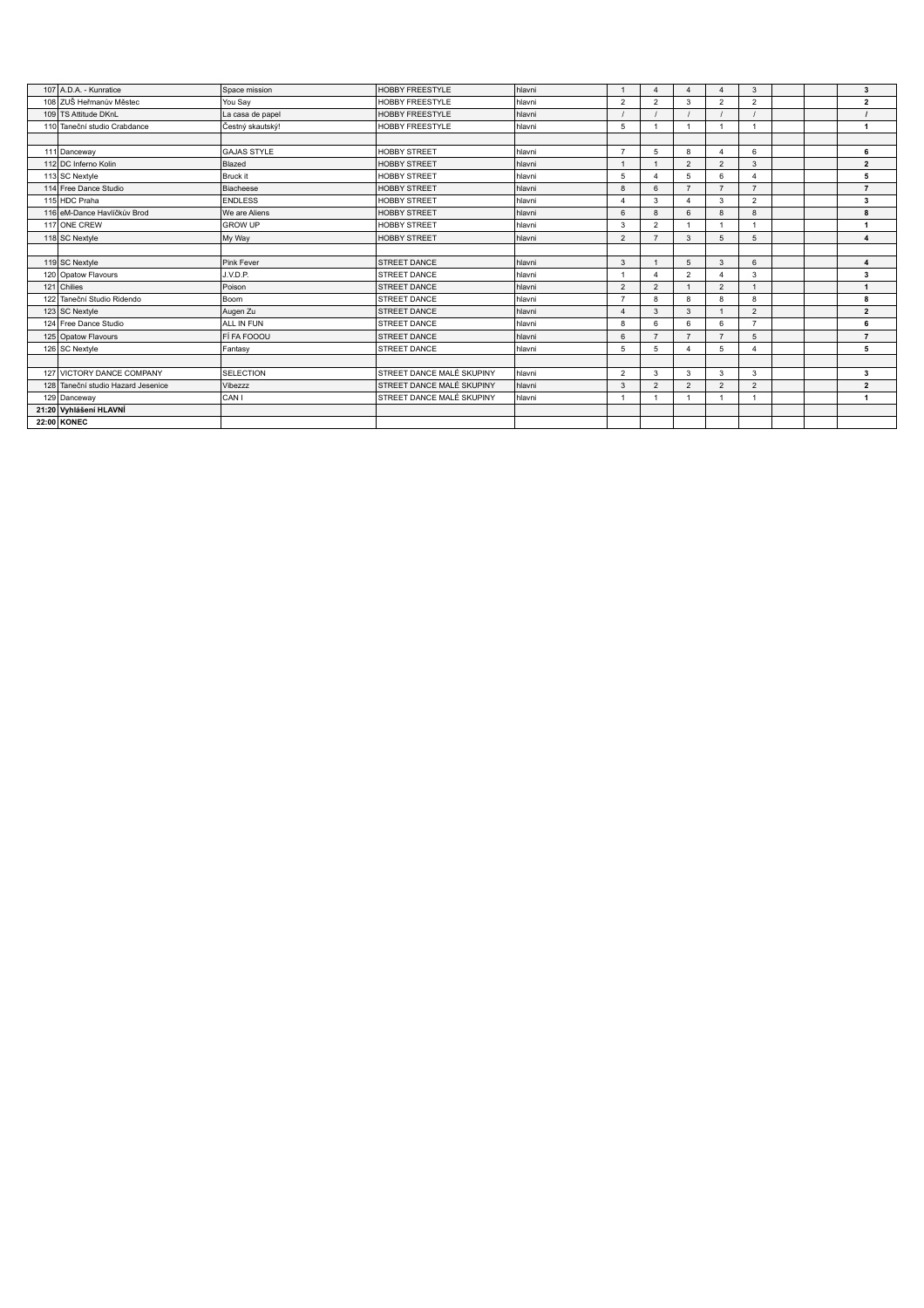| | | | | | | | | | | | | |
|---|---|---|---|---|---|---|---|---|---|---|---|---|
| 107 | A.D.A. - Kunratice | Space mission | HOBBY FREESTYLE | hlavni | 1 | 4 | 4 | 4 | 3 | | | 3 |
| 108 | ZUŠ Heřmanův Městec | You Say | HOBBY FREESTYLE | hlavni | 2 | 2 | 3 | 2 | 2 | | | 2 |
| 109 | TS Attitude DKnL | La casa de papel | HOBBY FREESTYLE | hlavni | / | / | / | / | / | | | / |
| 110 | Taneční studio Crabdance | Čestný skautský! | HOBBY FREESTYLE | hlavni | 5 | 1 | 1 | 1 | 1 | | | 1 |
| | | | | | | | | | | | | |
| 111 | Danceway | GAJAS STYLE | HOBBY STREET | hlavni | 7 | 5 | 8 | 4 | 6 | | | 6 |
| 112 | DC Inferno Kolín | Blazed | HOBBY STREET | hlavni | 1 | 1 | 2 | 2 | 3 | | | 2 |
| 113 | SC Nextyle | Bruck it | HOBBY STREET | hlavni | 5 | 4 | 5 | 6 | 4 | | | 5 |
| 114 | Free Dance Studio | Biacheese | HOBBY STREET | hlavni | 8 | 6 | 7 | 7 | 7 | | | 7 |
| 115 | HDC Praha | ENDLESS | HOBBY STREET | hlavni | 4 | 3 | 4 | 3 | 2 | | | 3 |
| 116 | eM-Dance Havlíčkův Brod | We are Aliens | HOBBY STREET | hlavni | 6 | 8 | 6 | 8 | 8 | | | 8 |
| 117 | ONE CREW | GROW UP | HOBBY STREET | hlavni | 3 | 2 | 1 | 1 | 1 | | | 1 |
| 118 | SC Nextyle | My Way | HOBBY STREET | hlavni | 2 | 7 | 3 | 5 | 5 | | | 4 |
| | | | | | | | | | | | | |
| 119 | SC Nextyle | Pink Fever | STREET DANCE | hlavni | 3 | 1 | 5 | 3 | 6 | | | 4 |
| 120 | Opatow Flavours | J.V.D.P. | STREET DANCE | hlavni | 1 | 4 | 2 | 4 | 3 | | | 3 |
| 121 | Chilies | Poison | STREET DANCE | hlavni | 2 | 2 | 1 | 2 | 1 | | | 1 |
| 122 | Taneční Studio Ridendo | Boom | STREET DANCE | hlavni | 7 | 8 | 8 | 8 | 8 | | | 8 |
| 123 | SC Nextyle | Augen Zu | STREET DANCE | hlavni | 4 | 3 | 3 | 1 | 2 | | | 2 |
| 124 | Free Dance Studio | ALL IN FUN | STREET DANCE | hlavni | 8 | 6 | 6 | 6 | 7 | | | 6 |
| 125 | Opatow Flavours | FÍ FA FOOOU | STREET DANCE | hlavni | 6 | 7 | 7 | 7 | 5 | | | 7 |
| 126 | SC Nextyle | Fantasy | STREET DANCE | hlavni | 5 | 5 | 4 | 5 | 4 | | | 5 |
| | | | | | | | | | | | | |
| 127 | VICTORY DANCE COMPANY | SELECTION | STREET DANCE MALÉ SKUPINY | hlavni | 2 | 3 | 3 | 3 | 3 | | | 3 |
| 128 | Taneční studio Hazard Jesenice | Vibezzz | STREET DANCE MALÉ SKUPINY | hlavni | 3 | 2 | 2 | 2 | 2 | | | 2 |
| 129 | Danceway | CAN I | STREET DANCE MALÉ SKUPINY | hlavni | 1 | 1 | 1 | 1 | 1 | | | 1 |
| **21:20** | **Vyhlášení HLAVNÍ** | | | | | | | | | | | |
| **22:00** | **KONEC** | | | | | | | | | | | |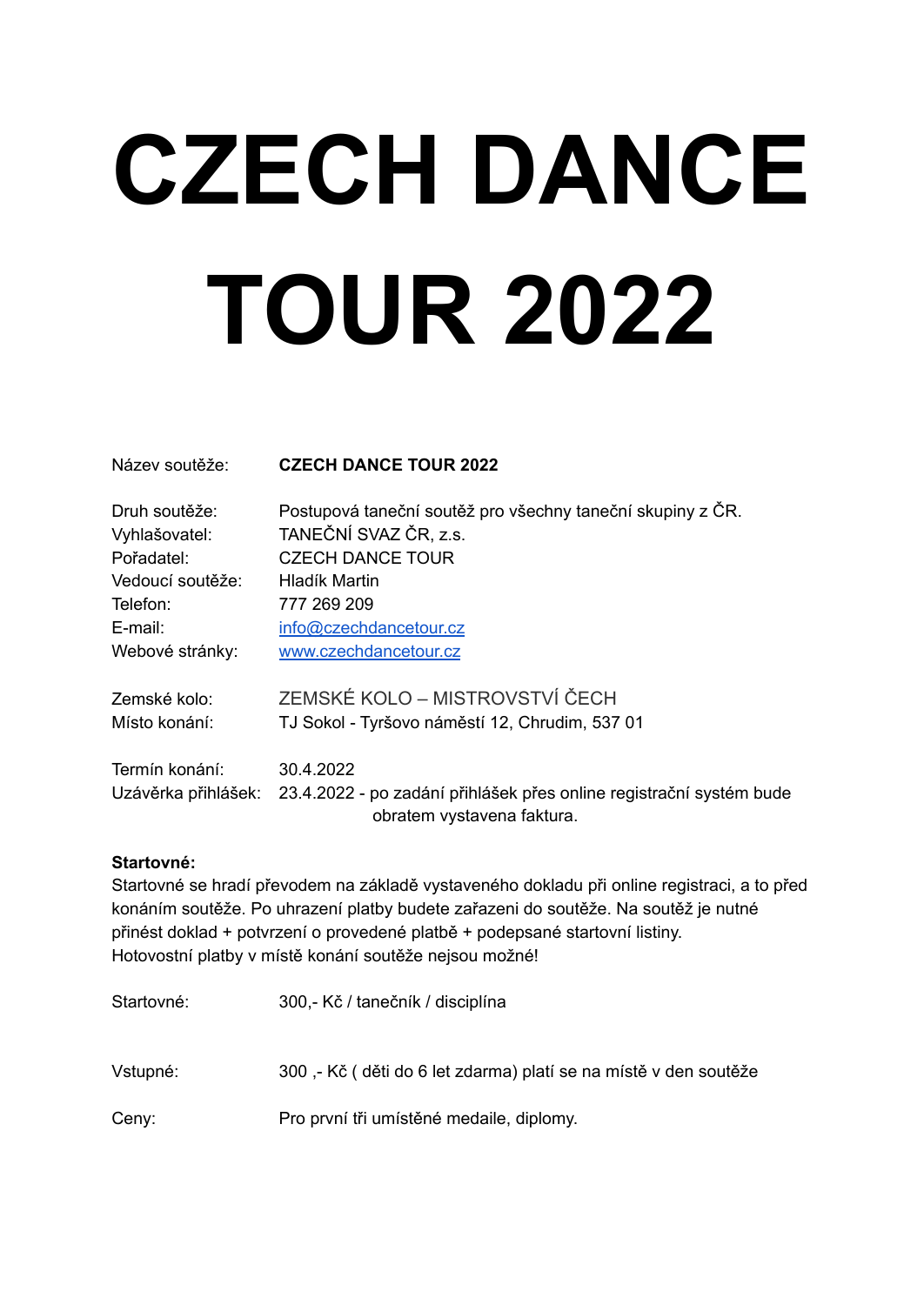# CZECH DANCE TOUR 2022

Název soutěže: **CZECH DANCE TOUR 2022**

Druh soutěže: Postupová taneční soutěž pro všechny taneční skupiny z ČR.
Vyhlašovatel: TANEČNÍ SVAZ ČR, z.s.
Pořadatel: CZECH DANCE TOUR
Vedoucí soutěže: Hladík Martin
Telefon: 777 269 209
E-mail: info@czechdancetour.cz
Webové stránky: www.czechdancetour.cz

Zemské kolo: ZEMSKÉ KOLO – MISTROVSTVÍ ČECH
Místo konání: TJ Sokol - Tyršovo náměstí 12, Chrudim, 537 01

Termín konání: 30.4.2022
Uzávěrka přihlášek: 23.4.2022 - po zadání přihlášek přes online registrační systém bude obratem vystavena faktura.

**Startovné:**
Startovné se hradí převodem na základě vystaveného dokladu při online registraci, a to před konáním soutěže. Po uhrazení platby budete zařazeni do soutěže. Na soutěž je nutné přinést doklad + potvrzení o provedené platbě + podepsané startovní listiny.
Hotovostní platby v místě konání soutěže nejsou možné!

Startovné: 300,- Kč / tanečník / disciplína

Vstupné: 300 ,- Kč ( děti do 6 let zdarma) platí se na místě v den soutěže

Ceny: Pro první tři umístěné medaile, diplomy.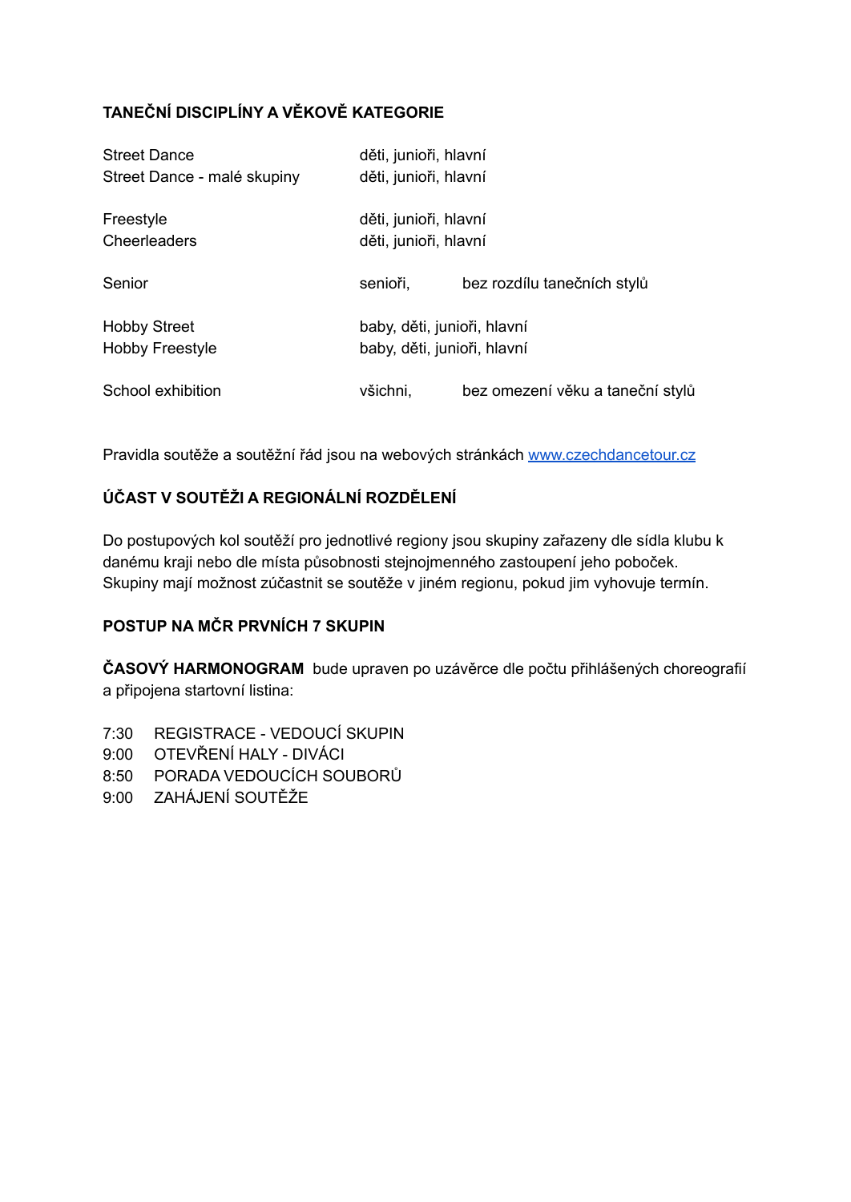**TANEČNÍ DISCIPLÍNY A VĚKOVĚ KATEGORIE**

| | | |
|---|---|---|
| Street Dance | děti, junioři, hlavní | |
| Street Dance - malé skupiny | děti, junioři, hlavní | |
| Freestyle | děti, junioři, hlavní | |
| Cheerleaders | děti, junioři, hlavní | |
| Senior | senioři, | bez rozdílu tanečních stylů |
| Hobby Street | baby, děti, junioři, hlavní | |
| Hobby Freestyle | baby, děti, junioři, hlavní | |
| School exhibition | všichni, | bez omezení věku a taneční stylů |

Pravidla soutěže a soutěžní řád jsou na webových stránkách [www.czechdancetour.cz](http://www.czechdancetour.cz)

**ÚČAST V SOUTĚŽI A REGIONÁLNÍ ROZDĚLENÍ**

Do postupových kol soutěží pro jednotlivé regiony jsou skupiny zařazeny dle sídla klubu k danému kraji nebo dle místa působnosti stejnojmenného zastoupení jeho poboček. Skupiny mají možnost zúčastnit se soutěže v jiném regionu, pokud jim vyhovuje termín.

**POSTUP NA MČR PRVNÍCH 7 SKUPIN**

**ČASOVÝ HARMONOGRAM** bude upraven po uzávěrce dle počtu přihlášených choreografií a připojena startovní listina:

7:30 REGISTRACE - VEDOUCÍ SKUPIN
9:00 OTEVŘENÍ HALY - DIVÁCI
8:50 PORADA VEDOUCÍCH SOUBORŮ
9:00 ZAHÁJENÍ SOUTĚŽE